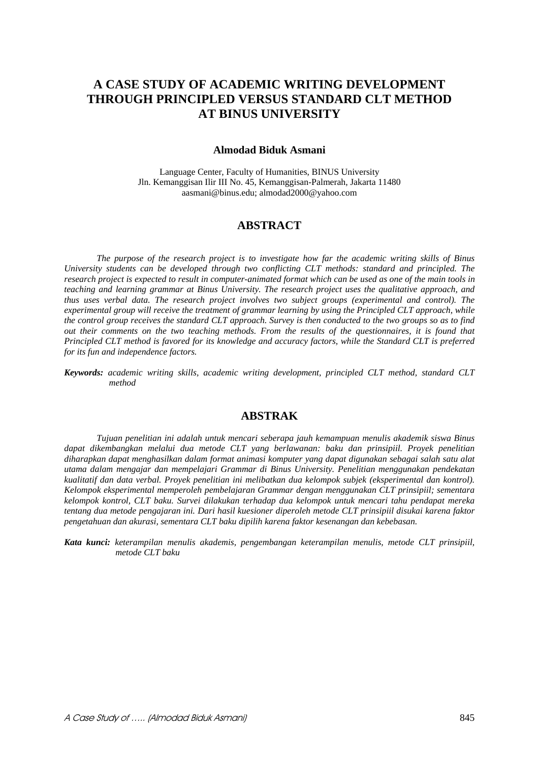# A CASE STUDY OF ACADEMIC WRITING DEVELOPMENT THROUGH PRINCIPLED VERSUS STANDARD CLT METHOD AT BINUS UNIVERSITY

**Almodad Biduk Asmani**

Language Center, Faculty of Humanities, BINUS University
Jln. Kemanggisan Ilir III No. 45, Kemanggisan-Palmerah, Jakarta 11480
aasmani@binus.edu; almodad2000@yahoo.com

## ABSTRACT

*The purpose of the research project is to investigate how far the academic writing skills of Binus University students can be developed through two conflicting CLT methods: standard and principled. The research project is expected to result in computer-animated format which can be used as one of the main tools in teaching and learning grammar at Binus University. The research project uses the qualitative approach, and thus uses verbal data. The research project involves two subject groups (experimental and control). The experimental group will receive the treatment of grammar learning by using the Principled CLT approach, while the control group receives the standard CLT approach. Survey is then conducted to the two groups so as to find out their comments on the two teaching methods. From the results of the questionnaires, it is found that Principled CLT method is favored for its knowledge and accuracy factors, while the Standard CLT is preferred for its fun and independence factors.*

***Keywords:*** *academic writing skills, academic writing development, principled CLT method, standard CLT method*

## ABSTRAK

*Tujuan penelitian ini adalah untuk mencari seberapa jauh kemampuan menulis akademik siswa Binus dapat dikembangkan melalui dua metode CLT yang berlawanan: baku dan prinsipiil. Proyek penelitian diharapkan dapat menghasilkan dalam format animasi komputer yang dapat digunakan sebagai salah satu alat utama dalam mengajar dan mempelajari Grammar di Binus University. Penelitian menggunakan pendekatan kualitatif dan data verbal. Proyek penelitian ini melibatkan dua kelompok subjek (eksperimental dan kontrol). Kelompok eksperimental memperoleh pembelajaran Grammar dengan menggunakan CLT prinsipiil; sementara kelompok kontrol, CLT baku. Survei dilakukan terhadap dua kelompok untuk mencari tahu pendapat mereka tentang dua metode pengajaran ini. Dari hasil kuesioner diperoleh metode CLT prinsipiil disukai karena faktor pengetahuan dan akurasi, sementara CLT baku dipilih karena faktor kesenangan dan kebebasan.*

***Kata kunci:*** *keterampilan menulis akademis, pengembangan keterampilan menulis, metode CLT prinsipiil, metode CLT baku*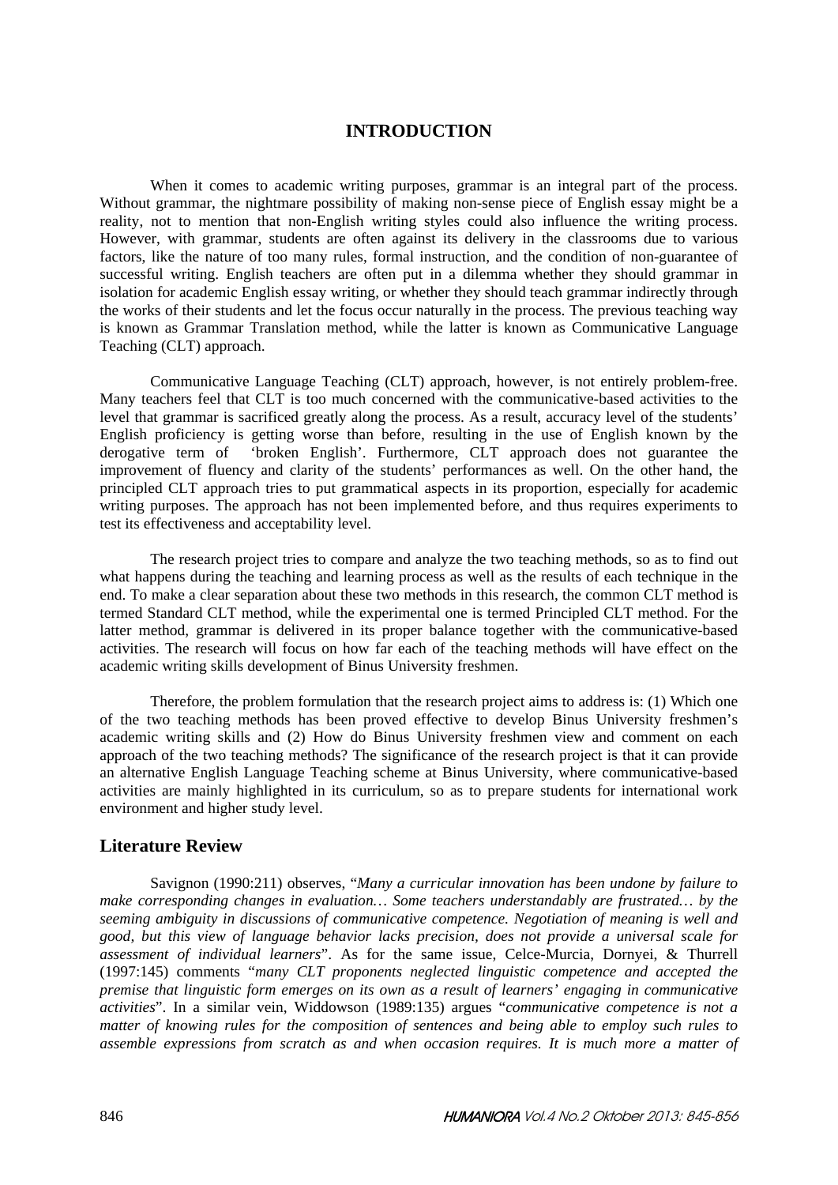# INTRODUCTION

When it comes to academic writing purposes, grammar is an integral part of the process. Without grammar, the nightmare possibility of making non-sense piece of English essay might be a reality, not to mention that non-English writing styles could also influence the writing process. However, with grammar, students are often against its delivery in the classrooms due to various factors, like the nature of too many rules, formal instruction, and the condition of non-guarantee of successful writing. English teachers are often put in a dilemma whether they should grammar in isolation for academic English essay writing, or whether they should teach grammar indirectly through the works of their students and let the focus occur naturally in the process. The previous teaching way is known as Grammar Translation method, while the latter is known as Communicative Language Teaching (CLT) approach.

Communicative Language Teaching (CLT) approach, however, is not entirely problem-free. Many teachers feel that CLT is too much concerned with the communicative-based activities to the level that grammar is sacrificed greatly along the process. As a result, accuracy level of the students' English proficiency is getting worse than before, resulting in the use of English known by the derogative term of 'broken English'. Furthermore, CLT approach does not guarantee the improvement of fluency and clarity of the students' performances as well. On the other hand, the principled CLT approach tries to put grammatical aspects in its proportion, especially for academic writing purposes. The approach has not been implemented before, and thus requires experiments to test its effectiveness and acceptability level.

The research project tries to compare and analyze the two teaching methods, so as to find out what happens during the teaching and learning process as well as the results of each technique in the end. To make a clear separation about these two methods in this research, the common CLT method is termed Standard CLT method, while the experimental one is termed Principled CLT method. For the latter method, grammar is delivered in its proper balance together with the communicative-based activities. The research will focus on how far each of the teaching methods will have effect on the academic writing skills development of Binus University freshmen.

Therefore, the problem formulation that the research project aims to address is: (1) Which one of the two teaching methods has been proved effective to develop Binus University freshmen's academic writing skills and (2) How do Binus University freshmen view and comment on each approach of the two teaching methods? The significance of the research project is that it can provide an alternative English Language Teaching scheme at Binus University, where communicative-based activities are mainly highlighted in its curriculum, so as to prepare students for international work environment and higher study level.

## Literature Review

Savignon (1990:211) observes, "*Many a curricular innovation has been undone by failure to make corresponding changes in evaluation… Some teachers understandably are frustrated… by the seeming ambiguity in discussions of communicative competence. Negotiation of meaning is well and good, but this view of language behavior lacks precision, does not provide a universal scale for assessment of individual learners*". As for the same issue, Celce-Murcia, Dornyei, & Thurrell (1997:145) comments "*many CLT proponents neglected linguistic competence and accepted the premise that linguistic form emerges on its own as a result of learners' engaging in communicative activities*". In a similar vein, Widdowson (1989:135) argues "*communicative competence is not a matter of knowing rules for the composition of sentences and being able to employ such rules to assemble expressions from scratch as and when occasion requires. It is much more a matter of*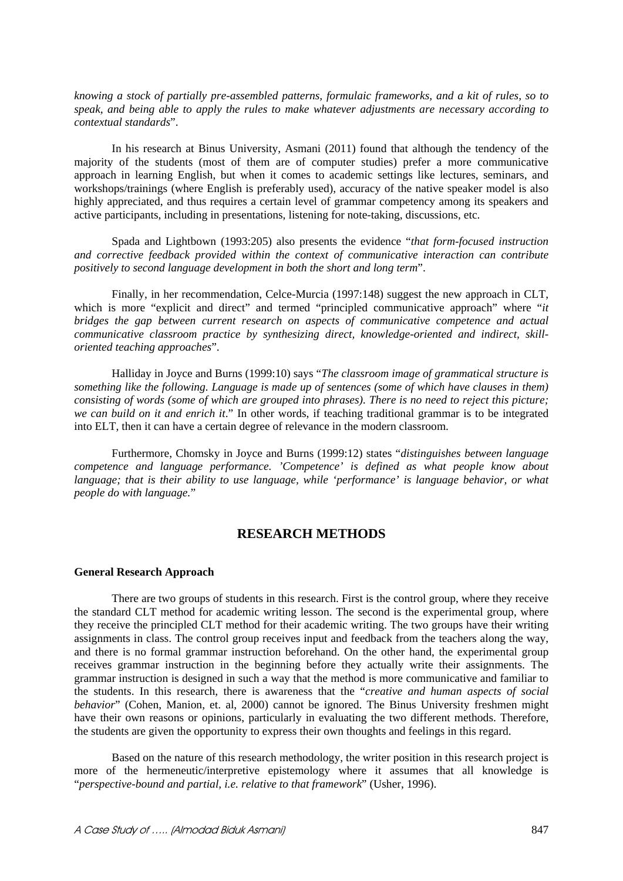*knowing a stock of partially pre-assembled patterns, formulaic frameworks, and a kit of rules, so to speak, and being able to apply the rules to make whatever adjustments are necessary according to contextual standards*".

In his research at Binus University, Asmani (2011) found that although the tendency of the majority of the students (most of them are of computer studies) prefer a more communicative approach in learning English, but when it comes to academic settings like lectures, seminars, and workshops/trainings (where English is preferably used), accuracy of the native speaker model is also highly appreciated, and thus requires a certain level of grammar competency among its speakers and active participants, including in presentations, listening for note-taking, discussions, etc.

Spada and Lightbown (1993:205) also presents the evidence "*that form-focused instruction and corrective feedback provided within the context of communicative interaction can contribute positively to second language development in both the short and long term*".

Finally, in her recommendation, Celce-Murcia (1997:148) suggest the new approach in CLT, which is more "explicit and direct" and termed "principled communicative approach" where "*it bridges the gap between current research on aspects of communicative competence and actual communicative classroom practice by synthesizing direct, knowledge-oriented and indirect, skill-oriented teaching approaches*".

Halliday in Joyce and Burns (1999:10) says "*The classroom image of grammatical structure is something like the following. Language is made up of sentences (some of which have clauses in them) consisting of words (some of which are grouped into phrases). There is no need to reject this picture; we can build on it and enrich it*." In other words, if teaching traditional grammar is to be integrated into ELT, then it can have a certain degree of relevance in the modern classroom.

Furthermore, Chomsky in Joyce and Burns (1999:12) states "*distinguishes between language competence and language performance. 'Competence' is defined as what people know about language; that is their ability to use language, while 'performance' is language behavior, or what people do with language.*"

## RESEARCH METHODS

### General Research Approach

There are two groups of students in this research. First is the control group, where they receive the standard CLT method for academic writing lesson. The second is the experimental group, where they receive the principled CLT method for their academic writing. The two groups have their writing assignments in class. The control group receives input and feedback from the teachers along the way, and there is no formal grammar instruction beforehand. On the other hand, the experimental group receives grammar instruction in the beginning before they actually write their assignments. The grammar instruction is designed in such a way that the method is more communicative and familiar to the students. In this research, there is awareness that the "*creative and human aspects of social behavior*" (Cohen, Manion, et. al, 2000) cannot be ignored. The Binus University freshmen might have their own reasons or opinions, particularly in evaluating the two different methods. Therefore, the students are given the opportunity to express their own thoughts and feelings in this regard.

Based on the nature of this research methodology, the writer position in this research project is more of the hermeneutic/interpretive epistemology where it assumes that all knowledge is "*perspective-bound and partial, i.e. relative to that framework*" (Usher, 1996).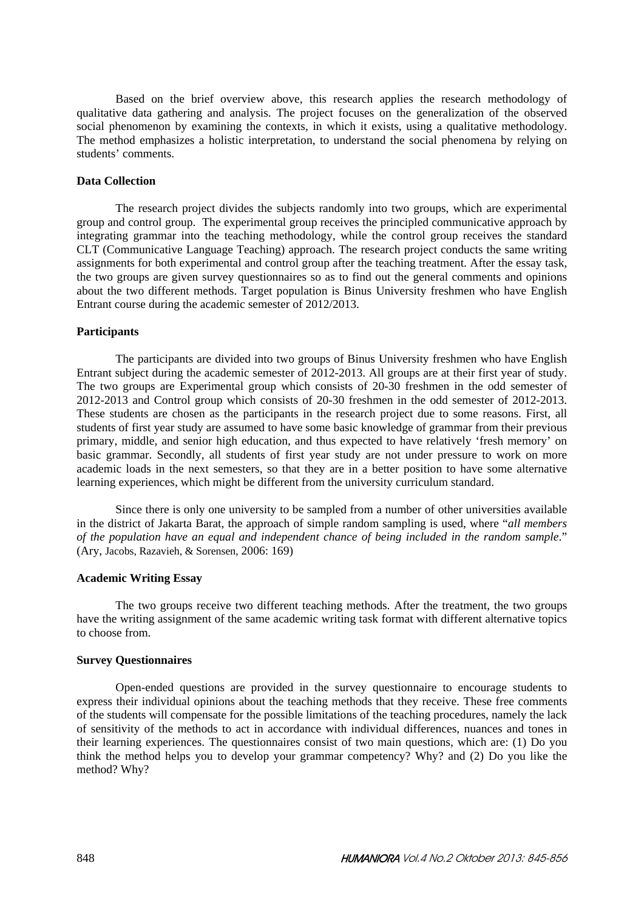Based on the brief overview above, this research applies the research methodology of qualitative data gathering and analysis. The project focuses on the generalization of the observed social phenomenon by examining the contexts, in which it exists, using a qualitative methodology. The method emphasizes a holistic interpretation, to understand the social phenomena by relying on students' comments.

**Data Collection**

The research project divides the subjects randomly into two groups, which are experimental group and control group. The experimental group receives the principled communicative approach by integrating grammar into the teaching methodology, while the control group receives the standard CLT (Communicative Language Teaching) approach. The research project conducts the same writing assignments for both experimental and control group after the teaching treatment. After the essay task, the two groups are given survey questionnaires so as to find out the general comments and opinions about the two different methods. Target population is Binus University freshmen who have English Entrant course during the academic semester of 2012/2013.

**Participants**

The participants are divided into two groups of Binus University freshmen who have English Entrant subject during the academic semester of 2012-2013. All groups are at their first year of study. The two groups are Experimental group which consists of 20-30 freshmen in the odd semester of 2012-2013 and Control group which consists of 20-30 freshmen in the odd semester of 2012-2013. These students are chosen as the participants in the research project due to some reasons. First, all students of first year study are assumed to have some basic knowledge of grammar from their previous primary, middle, and senior high education, and thus expected to have relatively 'fresh memory' on basic grammar. Secondly, all students of first year study are not under pressure to work on more academic loads in the next semesters, so that they are in a better position to have some alternative learning experiences, which might be different from the university curriculum standard.

Since there is only one university to be sampled from a number of other universities available in the district of Jakarta Barat, the approach of simple random sampling is used, where "*all members of the population have an equal and independent chance of being included in the random sample*." (Ary, Jacobs, Razavieh, & Sorensen, 2006: 169)

**Academic Writing Essay**

The two groups receive two different teaching methods. After the treatment, the two groups have the writing assignment of the same academic writing task format with different alternative topics to choose from.

**Survey Questionnaires**

Open-ended questions are provided in the survey questionnaire to encourage students to express their individual opinions about the teaching methods that they receive. These free comments of the students will compensate for the possible limitations of the teaching procedures, namely the lack of sensitivity of the methods to act in accordance with individual differences, nuances and tones in their learning experiences. The questionnaires consist of two main questions, which are: (1) Do you think the method helps you to develop your grammar competency? Why? and (2) Do you like the method? Why?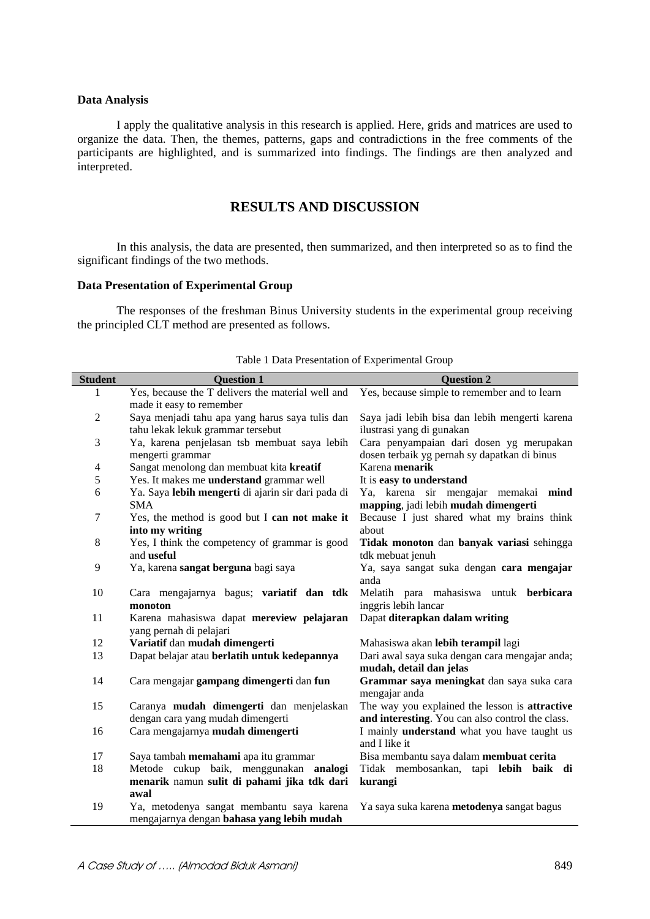### Data Analysis

I apply the qualitative analysis in this research is applied. Here, grids and matrices are used to organize the data. Then, the themes, patterns, gaps and contradictions in the free comments of the participants are highlighted, and is summarized into findings. The findings are then analyzed and interpreted.

## RESULTS AND DISCUSSION

In this analysis, the data are presented, then summarized, and then interpreted so as to find the significant findings of the two methods.

### Data Presentation of Experimental Group

The responses of the freshman Binus University students in the experimental group receiving the principled CLT method are presented as follows.

Table 1 Data Presentation of Experimental Group

| Student | Question 1 | Question 2 |
|---|---|---|
| 1 | Yes, because the T delivers the material well and made it easy to remember | Yes, because simple to remember and to learn |
| 2 | Saya menjadi tahu apa yang harus saya tulis dan tahu lekak lekuk grammar tersebut | Saya jadi lebih bisa dan lebih mengerti karena ilustrasi yang di gunakan |
| 3 | Ya, karena penjelasan tsb membuat saya lebih mengerti grammar | Cara penyampaian dari dosen yg merupakan dosen terbaik yg pernah sy dapatkan di binus |
| 4 | Sangat menolong dan membuat kita **kreatif** | Karena **menarik** |
| 5 | Yes. It makes me **understand** grammar well | It is **easy to understand** |
| 6 | Ya. Saya **lebih mengerti** di ajarin sir dari pada di SMA | Ya, karena sir mengajar memakai **mind mapping**, jadi lebih **mudah dimengerti** |
| 7 | Yes, the method is good but I **can not make it into my writing** | Because I just shared what my brains think about |
| 8 | Yes, I think the competency of grammar is good and **useful** | **Tidak monoton** dan **banyak variasi** sehingga tdk mebuat jenuh |
| 9 | Ya, karena **sangat berguna** bagi saya | Ya, saya sangat suka dengan **cara mengajar** anda |
| 10 | Cara mengajarnya bagus; **variatif dan tdk monoton** | Melatih para mahasiswa untuk **berbicara** inggris lebih lancar |
| 11 | Karena mahasiswa dapat **mereview pelajaran** yang pernah di pelajari | Dapat **diterapkan dalam writing** |
| 12 | **Variatif** dan **mudah dimengerti** | Mahasiswa akan **lebih terampil** lagi |
| 13 | Dapat belajar atau **berlatih untuk kedepannya** | Dari awal saya suka dengan cara mengajar anda; **mudah, detail dan jelas** |
| 14 | Cara mengajar **gampang dimengerti** dan **fun** | **Grammar saya meningkat** dan saya suka cara mengajar anda |
| 15 | Caranya **mudah dimengerti** dan menjelaskan dengan cara yang mudah dimengerti | The way you explained the lesson is **attractive and interesting**. You can also control the class. |
| 16 | Cara mengajarnya **mudah dimengerti** | I mainly **understand** what you have taught us and I like it |
| 17 | Saya tambah **memahami** apa itu grammar | Bisa membantu saya dalam **membuat cerita** |
| 18 | Metode cukup baik, menggunakan **analogi menarik** namun **sulit di pahami jika tdk dari awal** | Tidak membosankan, tapi **lebih baik di kurangi** |
| 19 | Ya, metodenya sangat membantu saya karena mengajarnya dengan **bahasa yang lebih mudah** | Ya saya suka karena **metodenya** sangat bagus |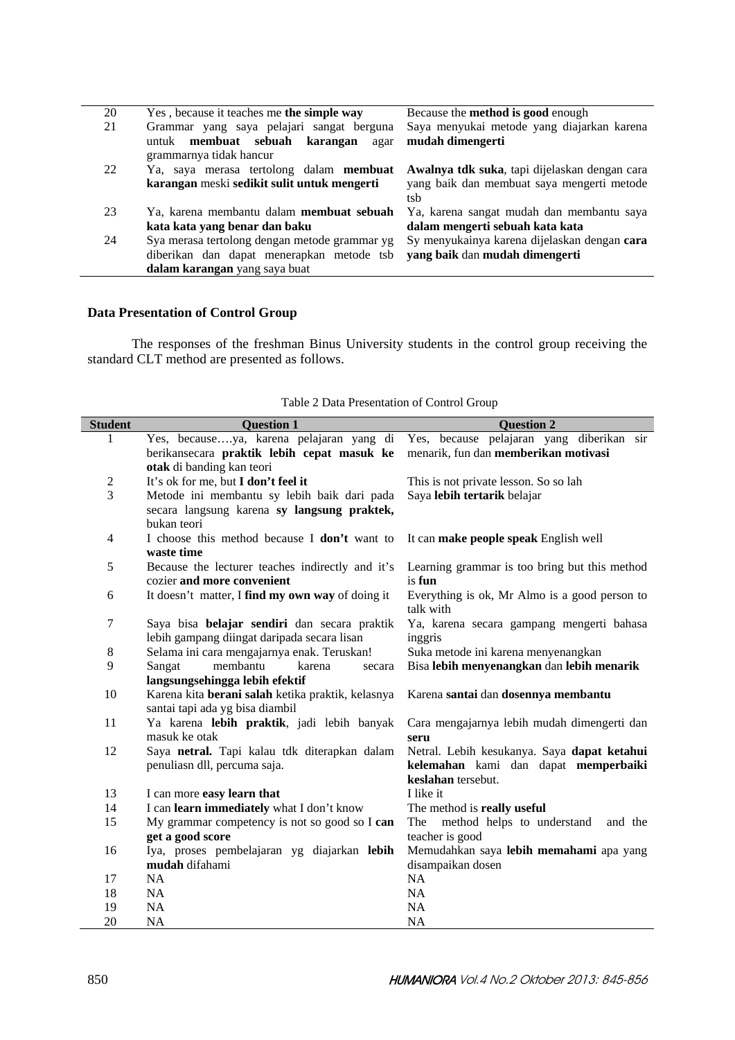| | | |
|---|---|---|
| 20 | Yes , because it teaches me **the simple way** | Because the **method is good** enough |
| 21 | Grammar yang saya pelajari sangat berguna untuk **membuat sebuah karangan** agar grammarnya tidak hancur | Saya menyukai metode yang diajarkan karena **mudah dimengerti** |
| 22 | Ya, saya merasa tertolong dalam **membuat karangan** meski **sedikit sulit untuk mengerti** | **Awalnya tdk suka**, tapi dijelaskan dengan cara yang baik dan membuat saya mengerti metode tsb |
| 23 | Ya, karena membantu dalam **membuat sebuah kata kata yang benar dan baku** | Ya, karena sangat mudah dan membantu saya **dalam mengerti sebuah kata kata** |
| 24 | Sya merasa tertolong dengan metode grammar yg diberikan dan dapat menerapkan metode tsb **dalam karangan** yang saya buat | Sy menyukainya karena dijelaskan dengan **cara yang baik** dan **mudah dimengerti** |

### Data Presentation of Control Group

The responses of the freshman Binus University students in the control group receiving the standard CLT method are presented as follows.

Table 2 Data Presentation of Control Group

| Student | Question 1 | Question 2 |
|---|---|---|
| 1 | Yes, because….ya, karena pelajaran yang di berikansecara **praktik lebih cepat masuk ke otak** di banding kan teori | Yes, because pelajaran yang diberikan sir menarik, fun dan **memberikan motivasi** |
| 2 | It's ok for me, but **I don't feel it** | This is not private lesson. So so lah |
| 3 | Metode ini membantu sy lebih baik dari pada secara langsung karena **sy langsung praktek,** bukan teori | Saya **lebih tertarik** belajar |
| 4 | I choose this method because I **don't** want to **waste time** | It can **make people speak** English well |
| 5 | Because the lecturer teaches indirectly and it's cozier **and more convenient** | Learning grammar is too bring but this method is **fun** |
| 6 | It doesn't matter, I **find my own way** of doing it | Everything is ok, Mr Almo is a good person to talk with |
| 7 | Saya bisa **belajar sendiri** dan secara praktik lebih gampang diingat daripada secara lisan | Ya, karena secara gampang mengerti bahasa inggris |
| 8 | Selama ini cara mengajarnya enak. Teruskan! | Suka metode ini karena menyenangkan |
| 9 | Sangat membantu karena secara **langsungsehingga lebih efektif** | Bisa **lebih menyenangkan** dan **lebih menarik** |
| 10 | Karena kita **berani salah** ketika praktik, kelasnya santai tapi ada yg bisa diambil | Karena **santai** dan **dosennya membantu** |
| 11 | Ya karena **lebih praktik**, jadi lebih banyak masuk ke otak | Cara mengajarnya lebih mudah dimengerti dan **seru** |
| 12 | Saya **netral.** Tapi kalau tdk diterapkan dalam penuliasn dll, percuma saja. | Netral. Lebih kesukanya. Saya **dapat ketahui kelemahan** kami dan dapat **memperbaiki keslahan** tersebut. |
| 13 | I can more **easy learn that** | I like it |
| 14 | I can **learn immediately** what I don't know | The method is **really useful** |
| 15 | My grammar competency is not so good so I **can get a good score** | The method helps to understand and the teacher is good |
| 16 | Iya, proses pembelajaran yg diajarkan **lebih mudah** difahami | Memudahkan saya **lebih memahami** apa yang disampaikan dosen |
| 17 | NA | NA |
| 18 | NA | NA |
| 19 | NA | NA |
| 20 | NA | NA |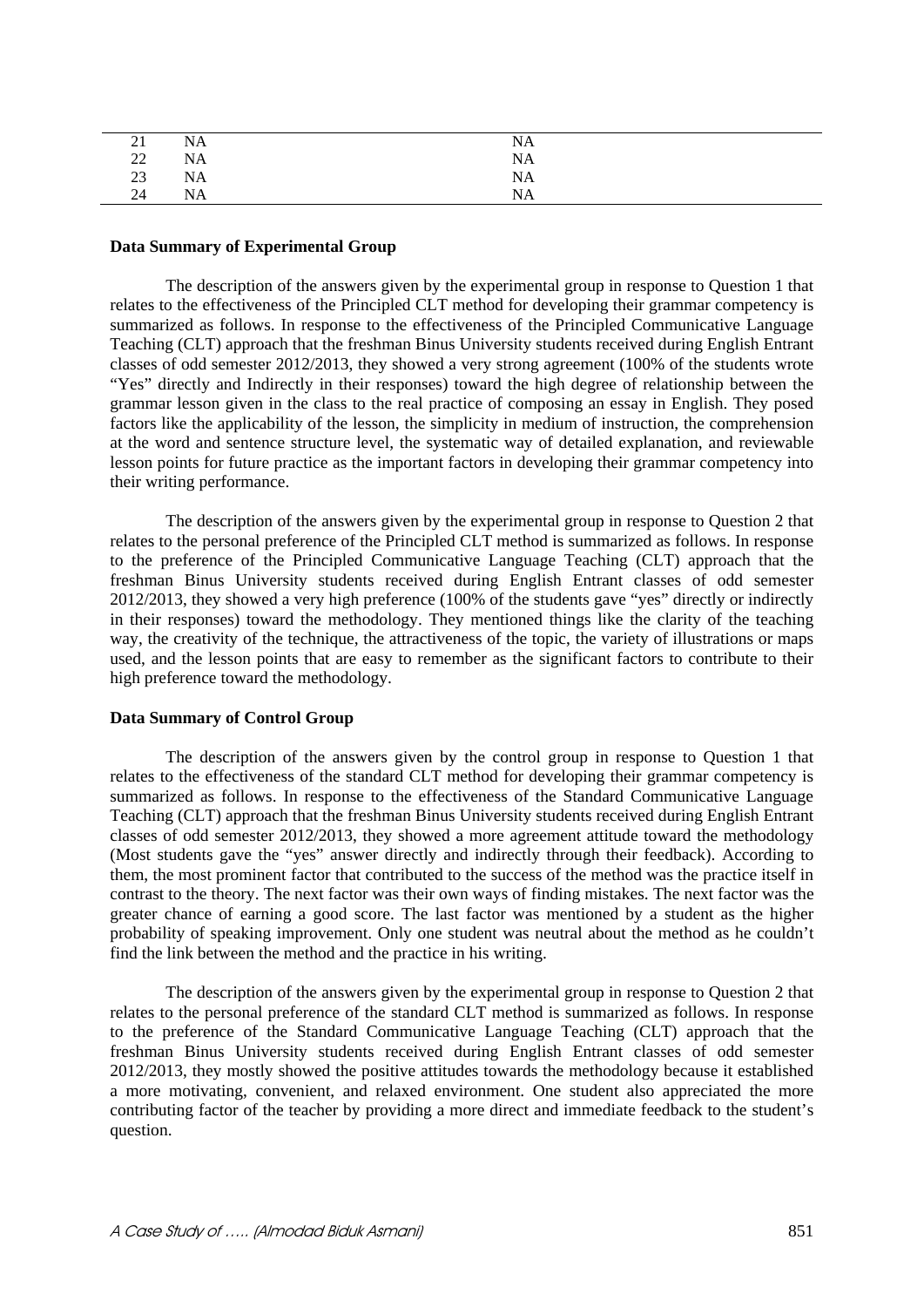| | | |
|---|---|---|
| 21 | NA | NA |
| 22 | NA | NA |
| 23 | NA | NA |
| 24 | NA | NA |

**Data Summary of Experimental Group**

The description of the answers given by the experimental group in response to Question 1 that relates to the effectiveness of the Principled CLT method for developing their grammar competency is summarized as follows. In response to the effectiveness of the Principled Communicative Language Teaching (CLT) approach that the freshman Binus University students received during English Entrant classes of odd semester 2012/2013, they showed a very strong agreement (100% of the students wrote "Yes" directly and Indirectly in their responses) toward the high degree of relationship between the grammar lesson given in the class to the real practice of composing an essay in English. They posed factors like the applicability of the lesson, the simplicity in medium of instruction, the comprehension at the word and sentence structure level, the systematic way of detailed explanation, and reviewable lesson points for future practice as the important factors in developing their grammar competency into their writing performance.

The description of the answers given by the experimental group in response to Question 2 that relates to the personal preference of the Principled CLT method is summarized as follows. In response to the preference of the Principled Communicative Language Teaching (CLT) approach that the freshman Binus University students received during English Entrant classes of odd semester 2012/2013, they showed a very high preference (100% of the students gave "yes" directly or indirectly in their responses) toward the methodology. They mentioned things like the clarity of the teaching way, the creativity of the technique, the attractiveness of the topic, the variety of illustrations or maps used, and the lesson points that are easy to remember as the significant factors to contribute to their high preference toward the methodology.

**Data Summary of Control Group**

The description of the answers given by the control group in response to Question 1 that relates to the effectiveness of the standard CLT method for developing their grammar competency is summarized as follows. In response to the effectiveness of the Standard Communicative Language Teaching (CLT) approach that the freshman Binus University students received during English Entrant classes of odd semester 2012/2013, they showed a more agreement attitude toward the methodology (Most students gave the "yes" answer directly and indirectly through their feedback). According to them, the most prominent factor that contributed to the success of the method was the practice itself in contrast to the theory. The next factor was their own ways of finding mistakes. The next factor was the greater chance of earning a good score. The last factor was mentioned by a student as the higher probability of speaking improvement. Only one student was neutral about the method as he couldn't find the link between the method and the practice in his writing.

The description of the answers given by the experimental group in response to Question 2 that relates to the personal preference of the standard CLT method is summarized as follows. In response to the preference of the Standard Communicative Language Teaching (CLT) approach that the freshman Binus University students received during English Entrant classes of odd semester 2012/2013, they mostly showed the positive attitudes towards the methodology because it established a more motivating, convenient, and relaxed environment. One student also appreciated the more contributing factor of the teacher by providing a more direct and immediate feedback to the student's question.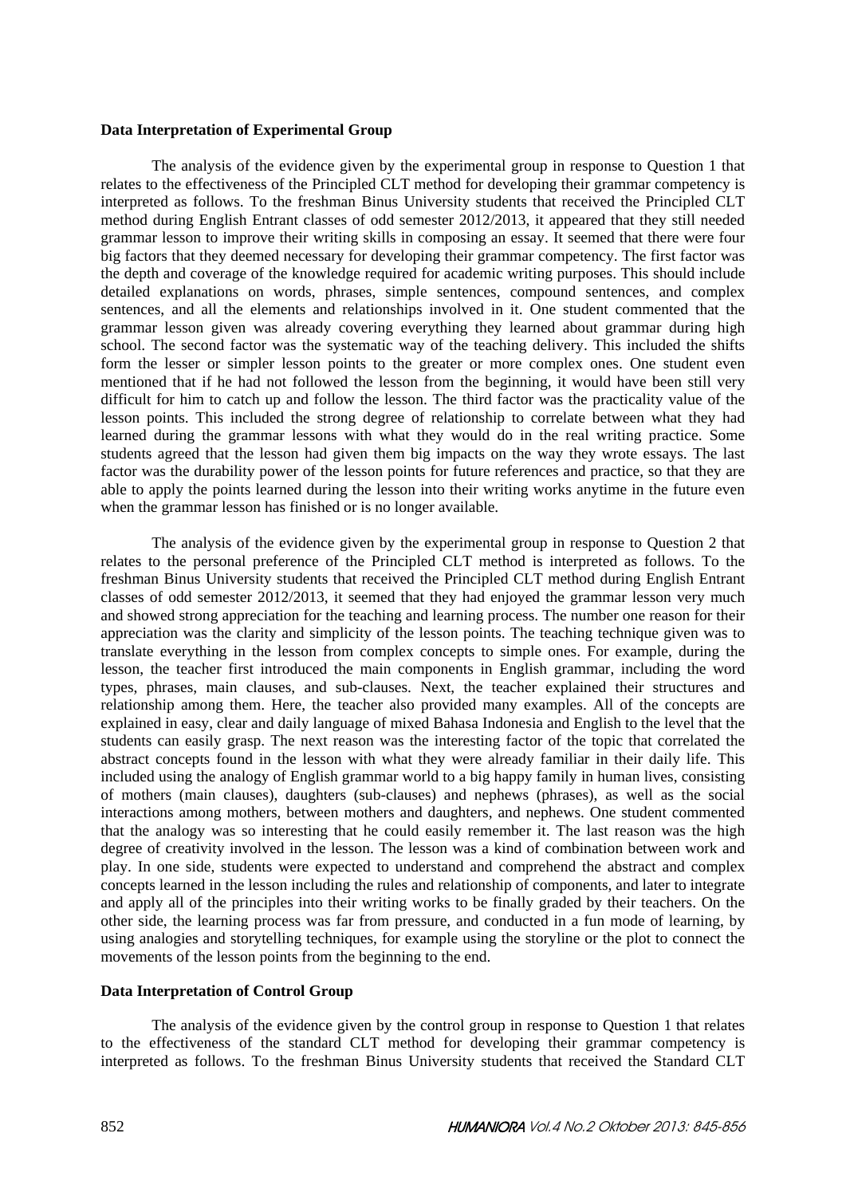**Data Interpretation of Experimental Group**

The analysis of the evidence given by the experimental group in response to Question 1 that relates to the effectiveness of the Principled CLT method for developing their grammar competency is interpreted as follows. To the freshman Binus University students that received the Principled CLT method during English Entrant classes of odd semester 2012/2013, it appeared that they still needed grammar lesson to improve their writing skills in composing an essay. It seemed that there were four big factors that they deemed necessary for developing their grammar competency. The first factor was the depth and coverage of the knowledge required for academic writing purposes. This should include detailed explanations on words, phrases, simple sentences, compound sentences, and complex sentences, and all the elements and relationships involved in it. One student commented that the grammar lesson given was already covering everything they learned about grammar during high school. The second factor was the systematic way of the teaching delivery. This included the shifts form the lesser or simpler lesson points to the greater or more complex ones. One student even mentioned that if he had not followed the lesson from the beginning, it would have been still very difficult for him to catch up and follow the lesson. The third factor was the practicality value of the lesson points. This included the strong degree of relationship to correlate between what they had learned during the grammar lessons with what they would do in the real writing practice. Some students agreed that the lesson had given them big impacts on the way they wrote essays. The last factor was the durability power of the lesson points for future references and practice, so that they are able to apply the points learned during the lesson into their writing works anytime in the future even when the grammar lesson has finished or is no longer available.

The analysis of the evidence given by the experimental group in response to Question 2 that relates to the personal preference of the Principled CLT method is interpreted as follows. To the freshman Binus University students that received the Principled CLT method during English Entrant classes of odd semester 2012/2013, it seemed that they had enjoyed the grammar lesson very much and showed strong appreciation for the teaching and learning process. The number one reason for their appreciation was the clarity and simplicity of the lesson points. The teaching technique given was to translate everything in the lesson from complex concepts to simple ones. For example, during the lesson, the teacher first introduced the main components in English grammar, including the word types, phrases, main clauses, and sub-clauses. Next, the teacher explained their structures and relationship among them. Here, the teacher also provided many examples. All of the concepts are explained in easy, clear and daily language of mixed Bahasa Indonesia and English to the level that the students can easily grasp. The next reason was the interesting factor of the topic that correlated the abstract concepts found in the lesson with what they were already familiar in their daily life. This included using the analogy of English grammar world to a big happy family in human lives, consisting of mothers (main clauses), daughters (sub-clauses) and nephews (phrases), as well as the social interactions among mothers, between mothers and daughters, and nephews. One student commented that the analogy was so interesting that he could easily remember it. The last reason was the high degree of creativity involved in the lesson. The lesson was a kind of combination between work and play. In one side, students were expected to understand and comprehend the abstract and complex concepts learned in the lesson including the rules and relationship of components, and later to integrate and apply all of the principles into their writing works to be finally graded by their teachers. On the other side, the learning process was far from pressure, and conducted in a fun mode of learning, by using analogies and storytelling techniques, for example using the storyline or the plot to connect the movements of the lesson points from the beginning to the end.

**Data Interpretation of Control Group**

The analysis of the evidence given by the control group in response to Question 1 that relates to the effectiveness of the standard CLT method for developing their grammar competency is interpreted as follows. To the freshman Binus University students that received the Standard CLT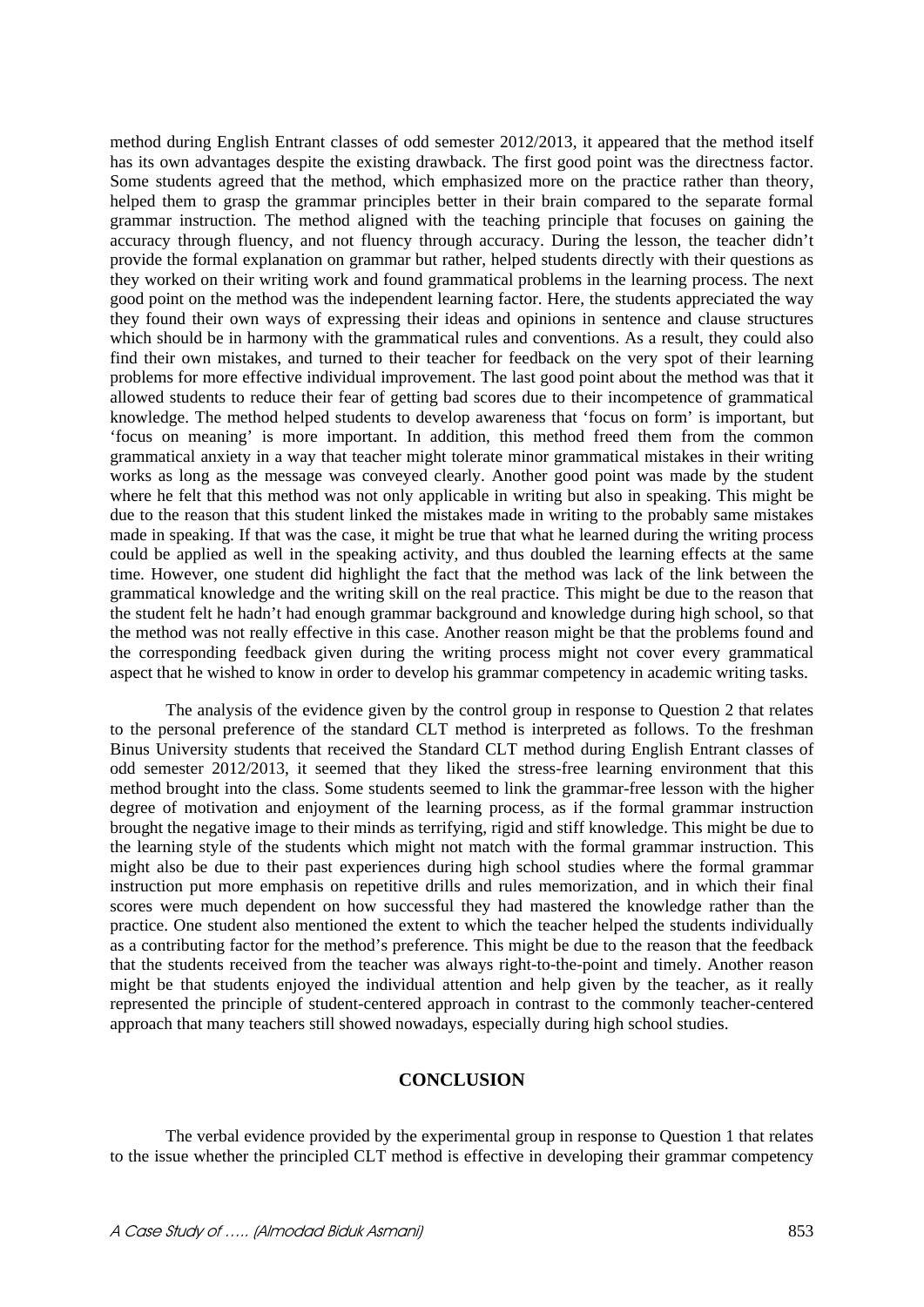method during English Entrant classes of odd semester 2012/2013, it appeared that the method itself has its own advantages despite the existing drawback. The first good point was the directness factor. Some students agreed that the method, which emphasized more on the practice rather than theory, helped them to grasp the grammar principles better in their brain compared to the separate formal grammar instruction. The method aligned with the teaching principle that focuses on gaining the accuracy through fluency, and not fluency through accuracy. During the lesson, the teacher didn't provide the formal explanation on grammar but rather, helped students directly with their questions as they worked on their writing work and found grammatical problems in the learning process. The next good point on the method was the independent learning factor. Here, the students appreciated the way they found their own ways of expressing their ideas and opinions in sentence and clause structures which should be in harmony with the grammatical rules and conventions. As a result, they could also find their own mistakes, and turned to their teacher for feedback on the very spot of their learning problems for more effective individual improvement. The last good point about the method was that it allowed students to reduce their fear of getting bad scores due to their incompetence of grammatical knowledge. The method helped students to develop awareness that 'focus on form' is important, but 'focus on meaning' is more important. In addition, this method freed them from the common grammatical anxiety in a way that teacher might tolerate minor grammatical mistakes in their writing works as long as the message was conveyed clearly. Another good point was made by the student where he felt that this method was not only applicable in writing but also in speaking. This might be due to the reason that this student linked the mistakes made in writing to the probably same mistakes made in speaking. If that was the case, it might be true that what he learned during the writing process could be applied as well in the speaking activity, and thus doubled the learning effects at the same time. However, one student did highlight the fact that the method was lack of the link between the grammatical knowledge and the writing skill on the real practice. This might be due to the reason that the student felt he hadn't had enough grammar background and knowledge during high school, so that the method was not really effective in this case. Another reason might be that the problems found and the corresponding feedback given during the writing process might not cover every grammatical aspect that he wished to know in order to develop his grammar competency in academic writing tasks.

The analysis of the evidence given by the control group in response to Question 2 that relates to the personal preference of the standard CLT method is interpreted as follows. To the freshman Binus University students that received the Standard CLT method during English Entrant classes of odd semester 2012/2013, it seemed that they liked the stress-free learning environment that this method brought into the class. Some students seemed to link the grammar-free lesson with the higher degree of motivation and enjoyment of the learning process, as if the formal grammar instruction brought the negative image to their minds as terrifying, rigid and stiff knowledge. This might be due to the learning style of the students which might not match with the formal grammar instruction. This might also be due to their past experiences during high school studies where the formal grammar instruction put more emphasis on repetitive drills and rules memorization, and in which their final scores were much dependent on how successful they had mastered the knowledge rather than the practice. One student also mentioned the extent to which the teacher helped the students individually as a contributing factor for the method's preference. This might be due to the reason that the feedback that the students received from the teacher was always right-to-the-point and timely. Another reason might be that students enjoyed the individual attention and help given by the teacher, as it really represented the principle of student-centered approach in contrast to the commonly teacher-centered approach that many teachers still showed nowadays, especially during high school studies.

## CONCLUSION

The verbal evidence provided by the experimental group in response to Question 1 that relates to the issue whether the principled CLT method is effective in developing their grammar competency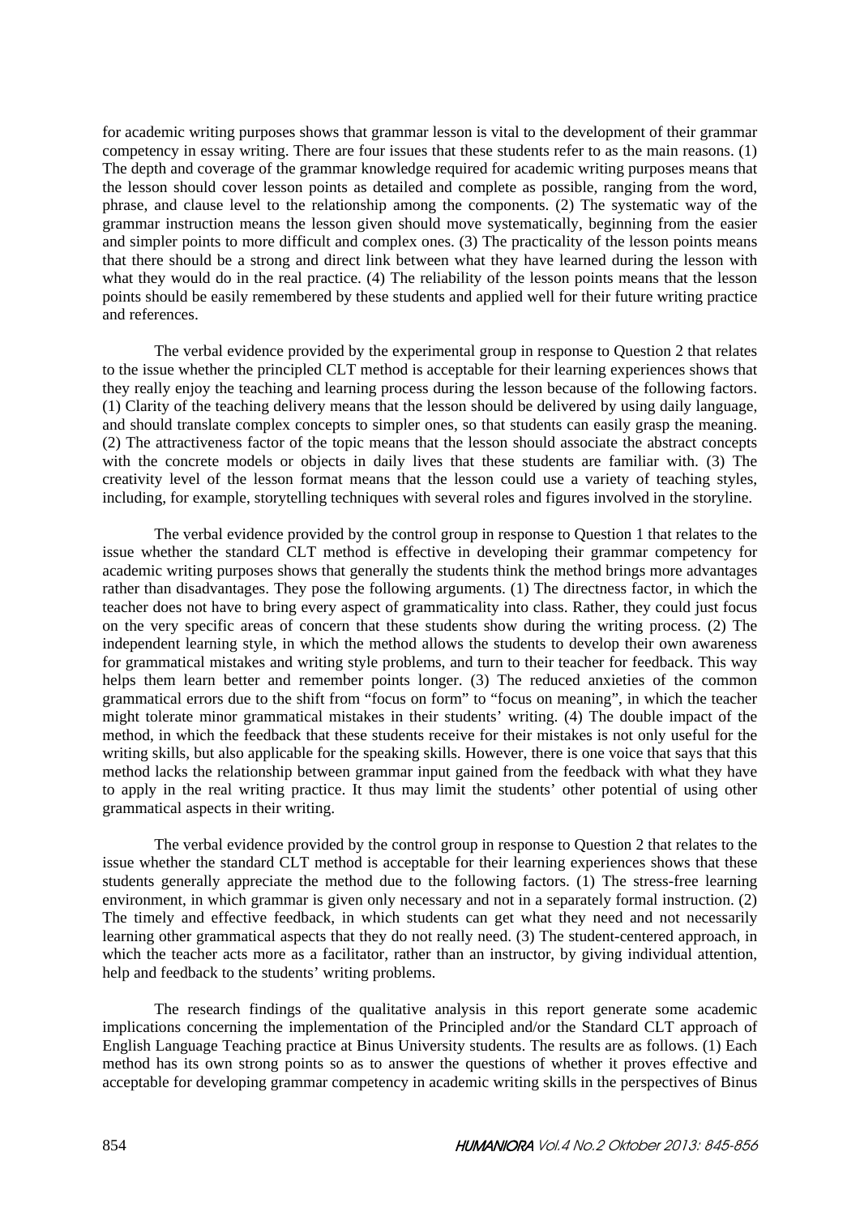for academic writing purposes shows that grammar lesson is vital to the development of their grammar competency in essay writing. There are four issues that these students refer to as the main reasons. (1) The depth and coverage of the grammar knowledge required for academic writing purposes means that the lesson should cover lesson points as detailed and complete as possible, ranging from the word, phrase, and clause level to the relationship among the components. (2) The systematic way of the grammar instruction means the lesson given should move systematically, beginning from the easier and simpler points to more difficult and complex ones. (3) The practicality of the lesson points means that there should be a strong and direct link between what they have learned during the lesson with what they would do in the real practice. (4) The reliability of the lesson points means that the lesson points should be easily remembered by these students and applied well for their future writing practice and references.

The verbal evidence provided by the experimental group in response to Question 2 that relates to the issue whether the principled CLT method is acceptable for their learning experiences shows that they really enjoy the teaching and learning process during the lesson because of the following factors. (1) Clarity of the teaching delivery means that the lesson should be delivered by using daily language, and should translate complex concepts to simpler ones, so that students can easily grasp the meaning. (2) The attractiveness factor of the topic means that the lesson should associate the abstract concepts with the concrete models or objects in daily lives that these students are familiar with. (3) The creativity level of the lesson format means that the lesson could use a variety of teaching styles, including, for example, storytelling techniques with several roles and figures involved in the storyline.

The verbal evidence provided by the control group in response to Question 1 that relates to the issue whether the standard CLT method is effective in developing their grammar competency for academic writing purposes shows that generally the students think the method brings more advantages rather than disadvantages. They pose the following arguments. (1) The directness factor, in which the teacher does not have to bring every aspect of grammaticality into class. Rather, they could just focus on the very specific areas of concern that these students show during the writing process. (2) The independent learning style, in which the method allows the students to develop their own awareness for grammatical mistakes and writing style problems, and turn to their teacher for feedback. This way helps them learn better and remember points longer. (3) The reduced anxieties of the common grammatical errors due to the shift from "focus on form" to "focus on meaning", in which the teacher might tolerate minor grammatical mistakes in their students' writing. (4) The double impact of the method, in which the feedback that these students receive for their mistakes is not only useful for the writing skills, but also applicable for the speaking skills. However, there is one voice that says that this method lacks the relationship between grammar input gained from the feedback with what they have to apply in the real writing practice. It thus may limit the students' other potential of using other grammatical aspects in their writing.

The verbal evidence provided by the control group in response to Question 2 that relates to the issue whether the standard CLT method is acceptable for their learning experiences shows that these students generally appreciate the method due to the following factors. (1) The stress-free learning environment, in which grammar is given only necessary and not in a separately formal instruction. (2) The timely and effective feedback, in which students can get what they need and not necessarily learning other grammatical aspects that they do not really need. (3) The student-centered approach, in which the teacher acts more as a facilitator, rather than an instructor, by giving individual attention, help and feedback to the students' writing problems.

The research findings of the qualitative analysis in this report generate some academic implications concerning the implementation of the Principled and/or the Standard CLT approach of English Language Teaching practice at Binus University students. The results are as follows. (1) Each method has its own strong points so as to answer the questions of whether it proves effective and acceptable for developing grammar competency in academic writing skills in the perspectives of Binus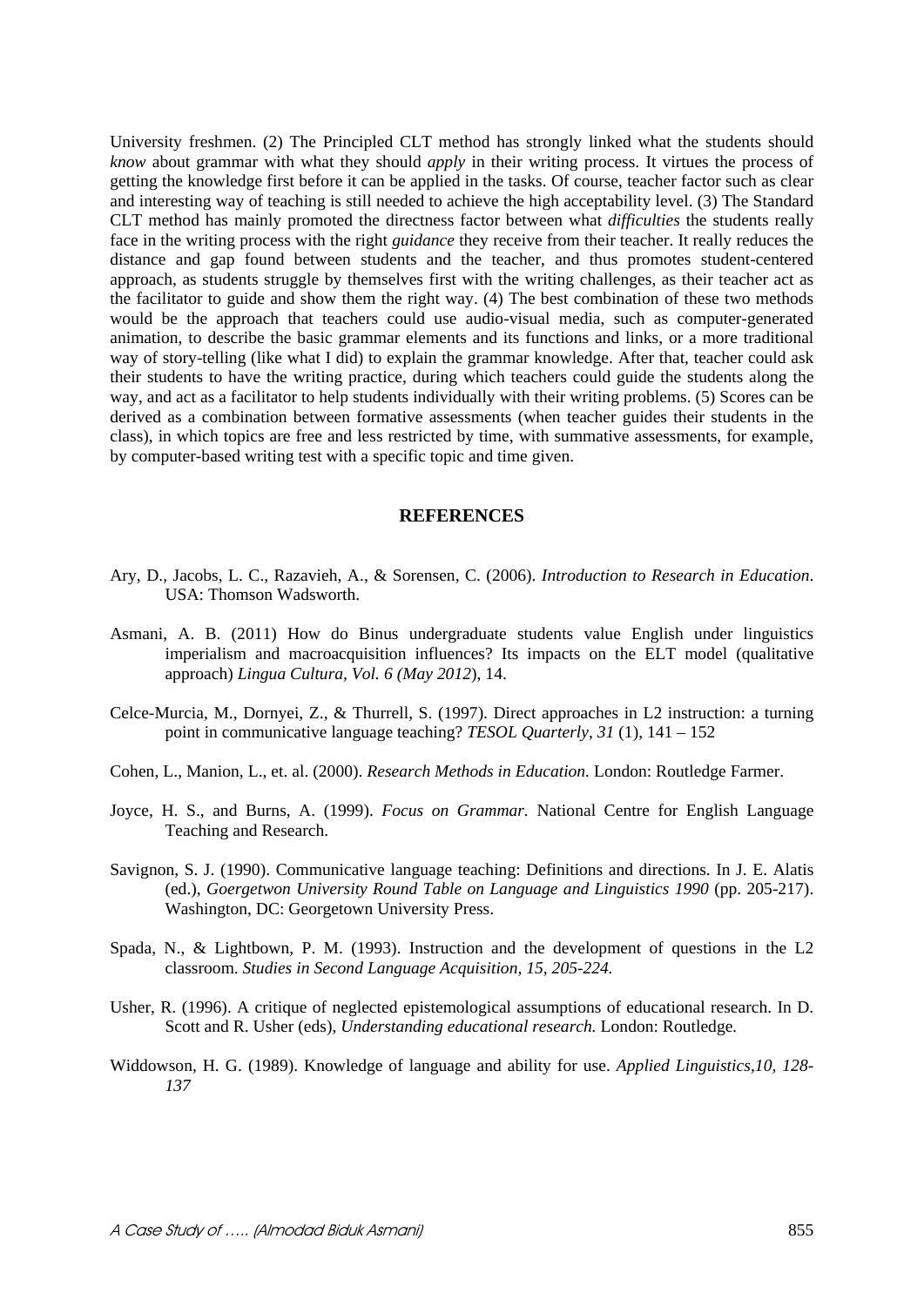University freshmen. (2) The Principled CLT method has strongly linked what the students should *know* about grammar with what they should *apply* in their writing process. It virtues the process of getting the knowledge first before it can be applied in the tasks. Of course, teacher factor such as clear and interesting way of teaching is still needed to achieve the high acceptability level. (3) The Standard CLT method has mainly promoted the directness factor between what *difficulties* the students really face in the writing process with the right *guidance* they receive from their teacher. It really reduces the distance and gap found between students and the teacher, and thus promotes student-centered approach, as students struggle by themselves first with the writing challenges, as their teacher act as the facilitator to guide and show them the right way. (4) The best combination of these two methods would be the approach that teachers could use audio-visual media, such as computer-generated animation, to describe the basic grammar elements and its functions and links, or a more traditional way of story-telling (like what I did) to explain the grammar knowledge. After that, teacher could ask their students to have the writing practice, during which teachers could guide the students along the way, and act as a facilitator to help students individually with their writing problems. (5) Scores can be derived as a combination between formative assessments (when teacher guides their students in the class), in which topics are free and less restricted by time, with summative assessments, for example, by computer-based writing test with a specific topic and time given.

## REFERENCES

Ary, D., Jacobs, L. C., Razavieh, A., & Sorensen, C. (2006). *Introduction to Research in Education*. USA: Thomson Wadsworth.

Asmani, A. B. (2011) How do Binus undergraduate students value English under linguistics imperialism and macroacquisition influences? Its impacts on the ELT model (qualitative approach) *Lingua Cultura, Vol. 6 (May 2012*), 14.

Celce-Murcia, M., Dornyei, Z., & Thurrell, S. (1997). Direct approaches in L2 instruction: a turning point in communicative language teaching? *TESOL Quarterly*, *31* (1), 141 – 152

Cohen, L., Manion, L., et. al. (2000). *Research Methods in Education.* London: Routledge Farmer.

Joyce, H. S., and Burns, A. (1999). *Focus on Grammar.* National Centre for English Language Teaching and Research.

Savignon, S. J. (1990). Communicative language teaching: Definitions and directions. In J. E. Alatis (ed.), *Goergetwon University Round Table on Language and Linguistics 1990* (pp. 205-217). Washington, DC: Georgetown University Press.

Spada, N., & Lightbown, P. M. (1993). Instruction and the development of questions in the L2 classroom. *Studies in Second Language Acquisition, 15, 205-224.*

Usher, R. (1996). A critique of neglected epistemological assumptions of educational research. In D. Scott and R. Usher (eds), *Understanding educational research.* London: Routledge.

Widdowson, H. G. (1989). Knowledge of language and ability for use. *Applied Linguistics,10, 128-137*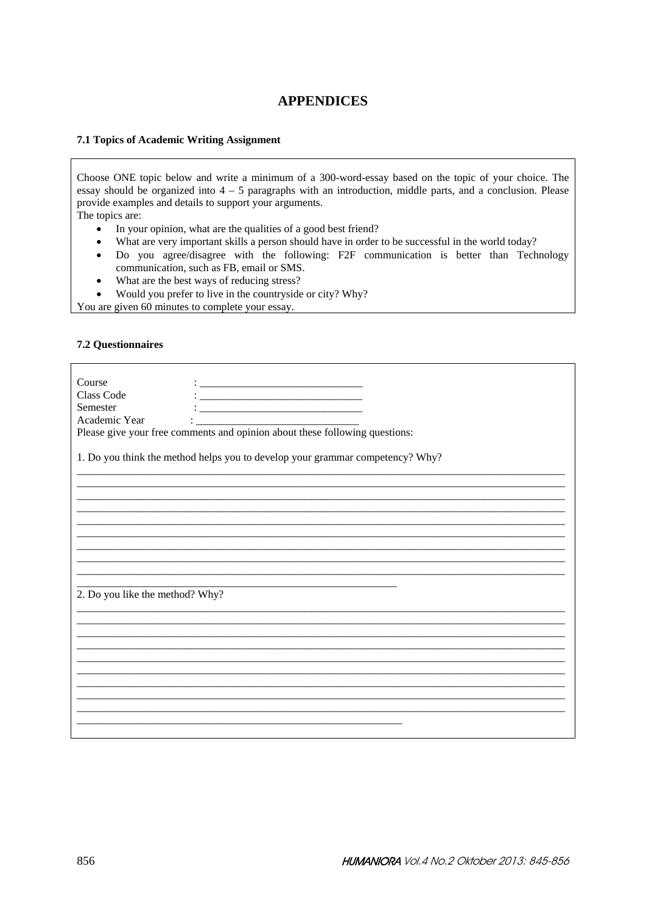# APPENDICES

## 7.1 Topics of Academic Writing Assignment

Choose ONE topic below and write a minimum of a 300-word-essay based on the topic of your choice. The essay should be organized into 4 – 5 paragraphs with an introduction, middle parts, and a conclusion. Please provide examples and details to support your arguments.

The topics are:

- In your opinion, what are the qualities of a good best friend?
- What are very important skills a person should have in order to be successful in the world today?
- Do you agree/disagree with the following: F2F communication is better than Technology communication, such as FB, email or SMS.
- What are the best ways of reducing stress?
- Would you prefer to live in the countryside or city? Why?

You are given 60 minutes to complete your essay.

## 7.2 Questionnaires

Course : ______________________________

Class Code : ______________________________

Semester : ______________________________

Academic Year : ______________________________

Please give your free comments and opinion about these following questions:

1. Do you think the method helps you to develop your grammar competency? Why?

____________________________________________________________________________________________
____________________________________________________________________________________________
____________________________________________________________________________________________
____________________________________________________________________________________________
____________________________________________________________________________________________
____________________________________________________________________________________________
____________________________________________________________________________________________
____________________________________________________________________________________________
____________________________________________________________________________________________
____________________________________________________________

2. Do you like the method? Why?

____________________________________________________________________________________________
____________________________________________________________________________________________
____________________________________________________________________________________________
____________________________________________________________________________________________
____________________________________________________________________________________________
____________________________________________________________________________________________
____________________________________________________________________________________________
____________________________________________________________________________________________
____________________________________________________________________________________________
____________________________________________________________